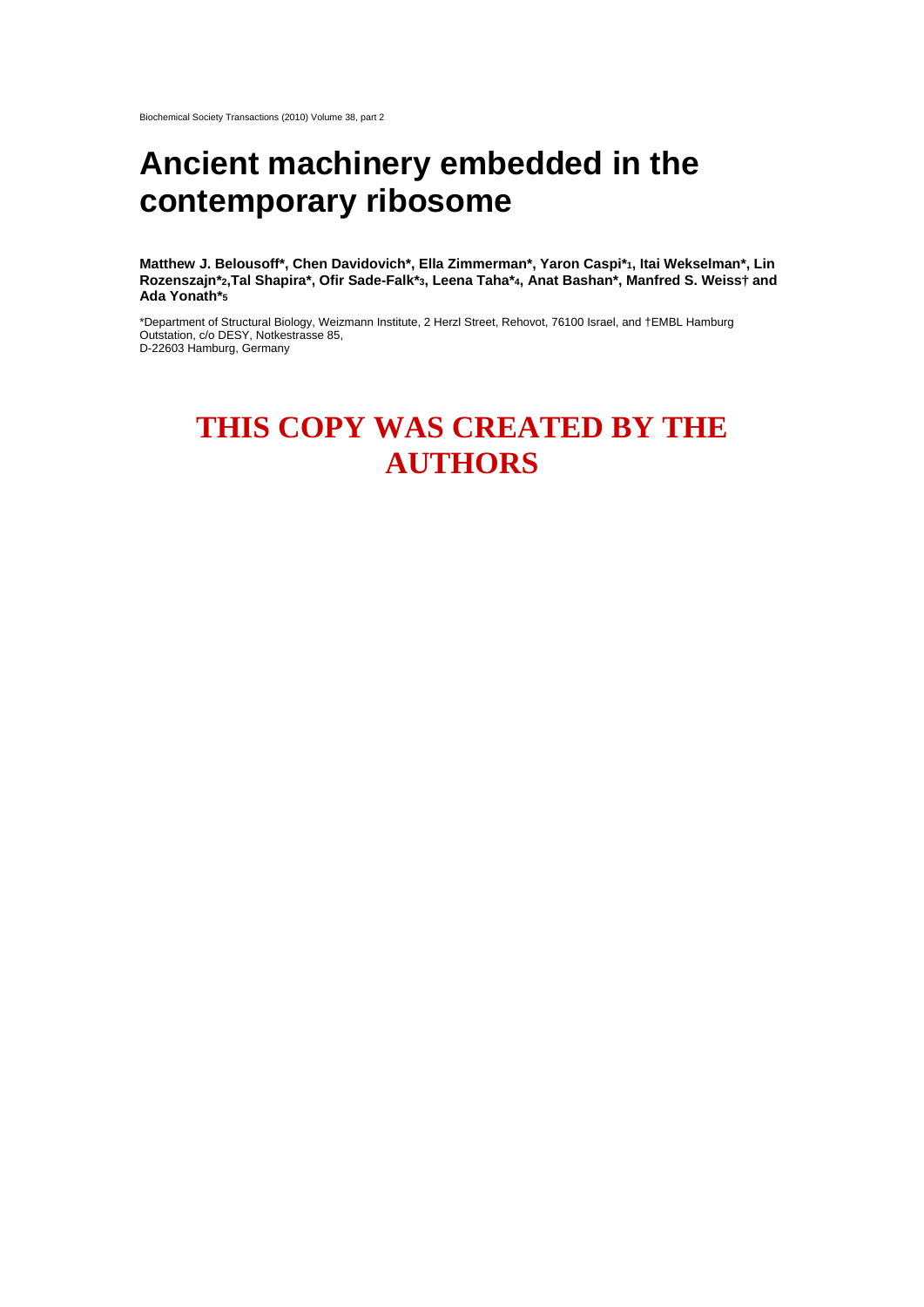# Ancient machinery embedded in the contemporary ribosome

**Matthew J. Belousoff*, Chen Davidovich*, Ella Zimmerman*, Yaron Caspi*[1], Itai Wekselman*, Lin Rozenszajn*[2], Tal Shapira*, Ofir Sade-Falk*[3], Leena Taha*[4], Anat Bashan*, Manfred S. Weiss† and Ada Yonath*[5]**

*Department of Structural Biology, Weizmann Institute, 2 Herzl Street, Rehovot, 76100 Israel, and †EMBL Hamburg Outstation, c/o DESY, Notkestrasse 85, D-22603 Hamburg, Germany

**THIS COPY WAS CREATED BY THE AUTHORS**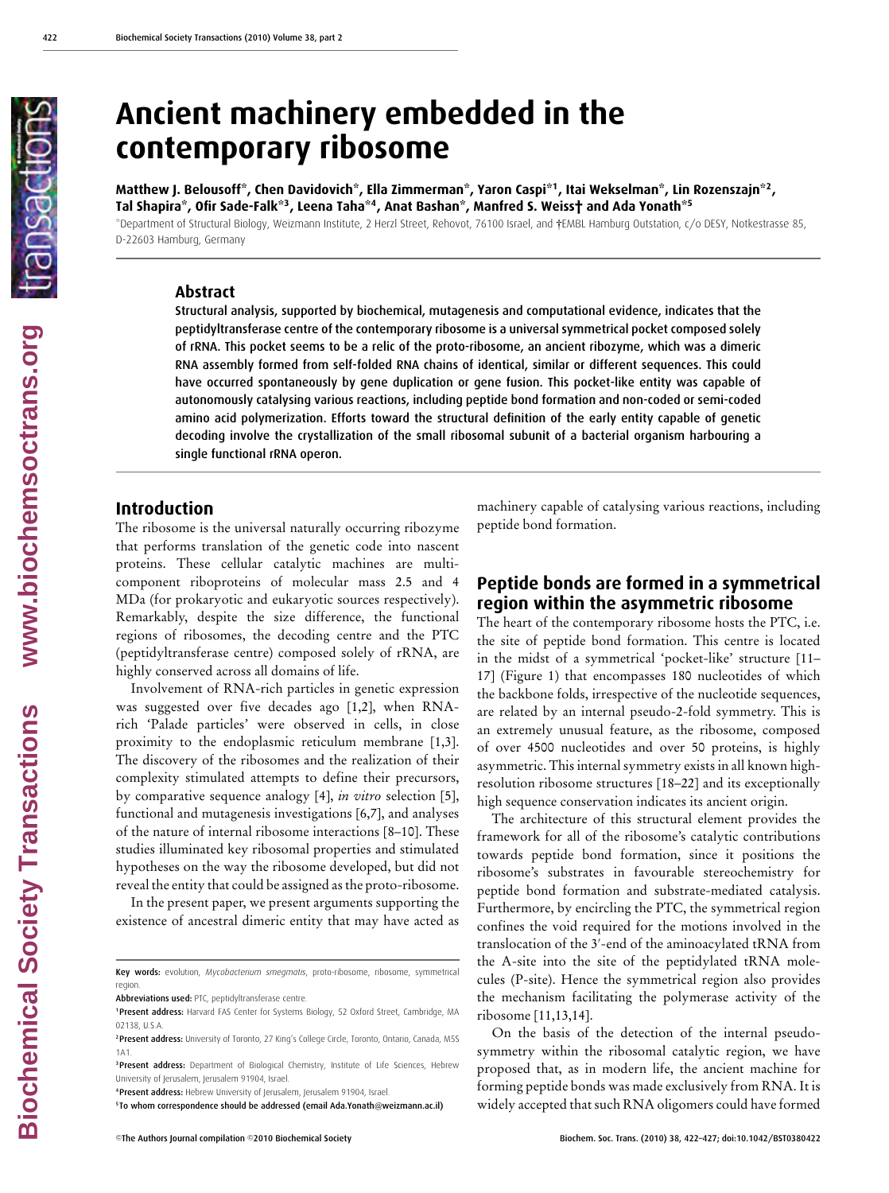# Ancient machinery embedded in the contemporary ribosome

**Matthew J. Belousoff*, Chen Davidovich*, Ella Zimmerman*, Yaron Caspi*[1], Itai Wekselman*, Lin Rozenszajn*[2], Tal Shapira*, Ofir Sade-Falk*[3], Leena Taha*[4], Anat Bashan*, Manfred S. Weiss† and Ada Yonath*[5]**

*Department of Structural Biology, Weizmann Institute, 2 Herzl Street, Rehovot, 76100 Israel, and †EMBL Hamburg Outstation, c/o DESY, Notkestrasse 85, D-22603 Hamburg, Germany

## Abstract

Structural analysis, supported by biochemical, mutagenesis and computational evidence, indicates that the peptidyltransferase centre of the contemporary ribosome is a universal symmetrical pocket composed solely of rRNA. This pocket seems to be a relic of the proto-ribosome, an ancient ribozyme, which was a dimeric RNA assembly formed from self-folded RNA chains of identical, similar or different sequences. This could have occurred spontaneously by gene duplication or gene fusion. This pocket-like entity was capable of autonomously catalysing various reactions, including peptide bond formation and non-coded or semi-coded amino acid polymerization. Efforts toward the structural definition of the early entity capable of genetic decoding involve the crystallization of the small ribosomal subunit of a bacterial organism harbouring a single functional rRNA operon.

## Introduction

The ribosome is the universal naturally occurring ribozyme that performs translation of the genetic code into nascent proteins. These cellular catalytic machines are multi-component riboproteins of molecular mass 2.5 and 4 MDa (for prokaryotic and eukaryotic sources respectively). Remarkably, despite the size difference, the functional regions of ribosomes, the decoding centre and the PTC (peptidyltransferase centre) composed solely of rRNA, are highly conserved across all domains of life.

Involvement of RNA-rich particles in genetic expression was suggested over five decades ago [1,2], when RNA-rich 'Palade particles' were observed in cells, in close proximity to the endoplasmic reticulum membrane [1,3]. The discovery of the ribosomes and the realization of their complexity stimulated attempts to define their precursors, by comparative sequence analogy [4], *in vitro* selection [5], functional and mutagenesis investigations [6,7], and analyses of the nature of internal ribosome interactions [8–10]. These studies illuminated key ribosomal properties and stimulated hypotheses on the way the ribosome developed, but did not reveal the entity that could be assigned as the proto-ribosome.

In the present paper, we present arguments supporting the existence of ancestral dimeric entity that may have acted as machinery capable of catalysing various reactions, including peptide bond formation.

## Peptide bonds are formed in a symmetrical region within the asymmetric ribosome

The heart of the contemporary ribosome hosts the PTC, i.e. the site of peptide bond formation. This centre is located in the midst of a symmetrical 'pocket-like' structure [11–17] (Figure 1) that encompasses 180 nucleotides of which the backbone folds, irrespective of the nucleotide sequences, are related by an internal pseudo-2-fold symmetry. This is an extremely unusual feature, as the ribosome, composed of over 4500 nucleotides and over 50 proteins, is highly asymmetric. This internal symmetry exists in all known high-resolution ribosome structures [18–22] and its exceptionally high sequence conservation indicates its ancient origin.

The architecture of this structural element provides the framework for all of the ribosome's catalytic contributions towards peptide bond formation, since it positions the ribosome's substrates in favourable stereochemistry for peptide bond formation and substrate-mediated catalysis. Furthermore, by encircling the PTC, the symmetrical region confines the void required for the motions involved in the translocation of the 3′-end of the aminoacylated tRNA from the A-site into the site of the peptidylated tRNA molecules (P-site). Hence the symmetrical region also provides the mechanism facilitating the polymerase activity of the ribosome [11,13,14].

On the basis of the detection of the internal pseudo-symmetry within the ribosomal catalytic region, we have proposed that, as in modern life, the ancient machine for forming peptide bonds was made exclusively from RNA. It is widely accepted that such RNA oligomers could have formed

---

**Key words:** evolution, *Mycobacterium smegmatis*, proto-ribosome, ribosome, symmetrical region.

**Abbreviations used:** PTC, peptidyltransferase centre.

[1]**Present address:** Harvard FAS Center for Systems Biology, 52 Oxford Street, Cambridge, MA 02138, U.S.A.

[2]**Present address:** University of Toronto, 27 King's College Circle, Toronto, Ontario, Canada, M5S 1A1.

[3]**Present address:** Department of Biological Chemistry, Institute of Life Sciences, Hebrew University of Jerusalem, Jerusalem 91904, Israel.

[4]**Present address:** Hebrew University of Jerusalem, Jerusalem 91904, Israel.

[5]To whom correspondence should be addressed (email Ada.Yonath@weizmann.ac.il)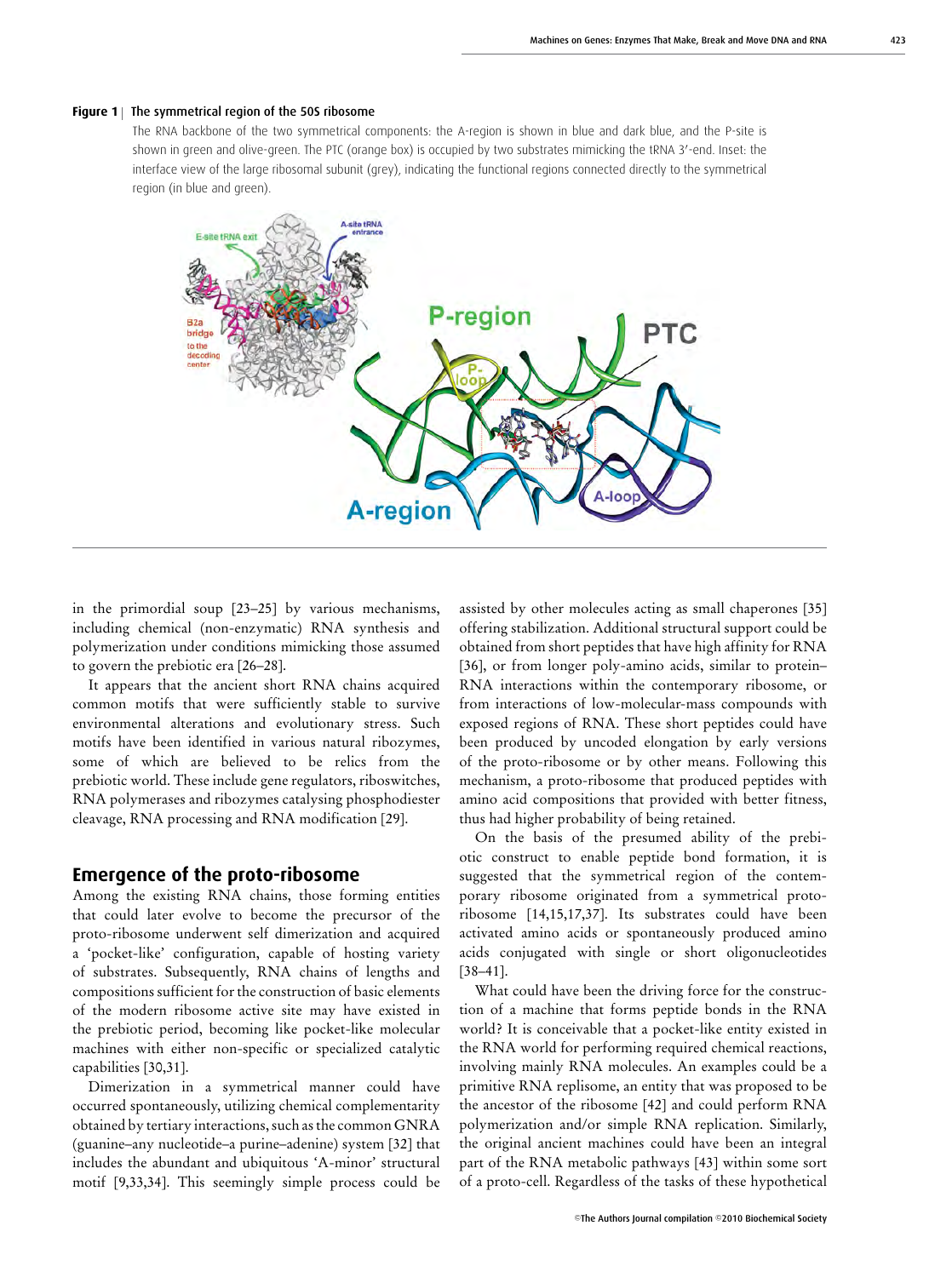**Figure 1 | The symmetrical region of the 50S ribosome**

The RNA backbone of the two symmetrical components: the A-region is shown in blue and dark blue, and the P-site is shown in green and olive-green. The PTC (orange box) is occupied by two substrates mimicking the tRNA 3′-end. Inset: the interface view of the large ribosomal subunit (grey), indicating the functional regions connected directly to the symmetrical region (in blue and green).

in the primordial soup [23–25] by various mechanisms, including chemical (non-enzymatic) RNA synthesis and polymerization under conditions mimicking those assumed to govern the prebiotic era [26–28].

It appears that the ancient short RNA chains acquired common motifs that were sufficiently stable to survive environmental alterations and evolutionary stress. Such motifs have been identified in various natural ribozymes, some of which are believed to be relics from the prebiotic world. These include gene regulators, riboswitches, RNA polymerases and ribozymes catalysing phosphodiester cleavage, RNA processing and RNA modification [29].

## Emergence of the proto-ribosome

Among the existing RNA chains, those forming entities that could later evolve to become the precursor of the proto-ribosome underwent self dimerization and acquired a 'pocket-like' configuration, capable of hosting variety of substrates. Subsequently, RNA chains of lengths and compositions sufficient for the construction of basic elements of the modern ribosome active site may have existed in the prebiotic period, becoming like pocket-like molecular machines with either non-specific or specialized catalytic capabilities [30,31].

Dimerization in a symmetrical manner could have occurred spontaneously, utilizing chemical complementarity obtained by tertiary interactions, such as the common GNRA (guanine–any nucleotide–a purine–adenine) system [32] that includes the abundant and ubiquitous 'A-minor' structural motif [9,33,34]. This seemingly simple process could be assisted by other molecules acting as small chaperones [35] offering stabilization. Additional structural support could be obtained from short peptides that have high affinity for RNA [36], or from longer poly-amino acids, similar to protein–RNA interactions within the contemporary ribosome, or from interactions of low-molecular-mass compounds with exposed regions of RNA. These short peptides could have been produced by uncoded elongation by early versions of the proto-ribosome or by other means. Following this mechanism, a proto-ribosome that produced peptides with amino acid compositions that provided with better fitness, thus had higher probability of being retained.

On the basis of the presumed ability of the prebiotic construct to enable peptide bond formation, it is suggested that the symmetrical region of the contemporary ribosome originated from a symmetrical proto-ribosome [14,15,17,37]. Its substrates could have been activated amino acids or spontaneously produced amino acids conjugated with single or short oligonucleotides [38–41].

What could have been the driving force for the construction of a machine that forms peptide bonds in the RNA world? It is conceivable that a pocket-like entity existed in the RNA world for performing required chemical reactions, involving mainly RNA molecules. An examples could be a primitive RNA replisome, an entity that was proposed to be the ancestor of the ribosome [42] and could perform RNA polymerization and/or simple RNA replication. Similarly, the original ancient machines could have been an integral part of the RNA metabolic pathways [43] within some sort of a proto-cell. Regardless of the tasks of these hypothetical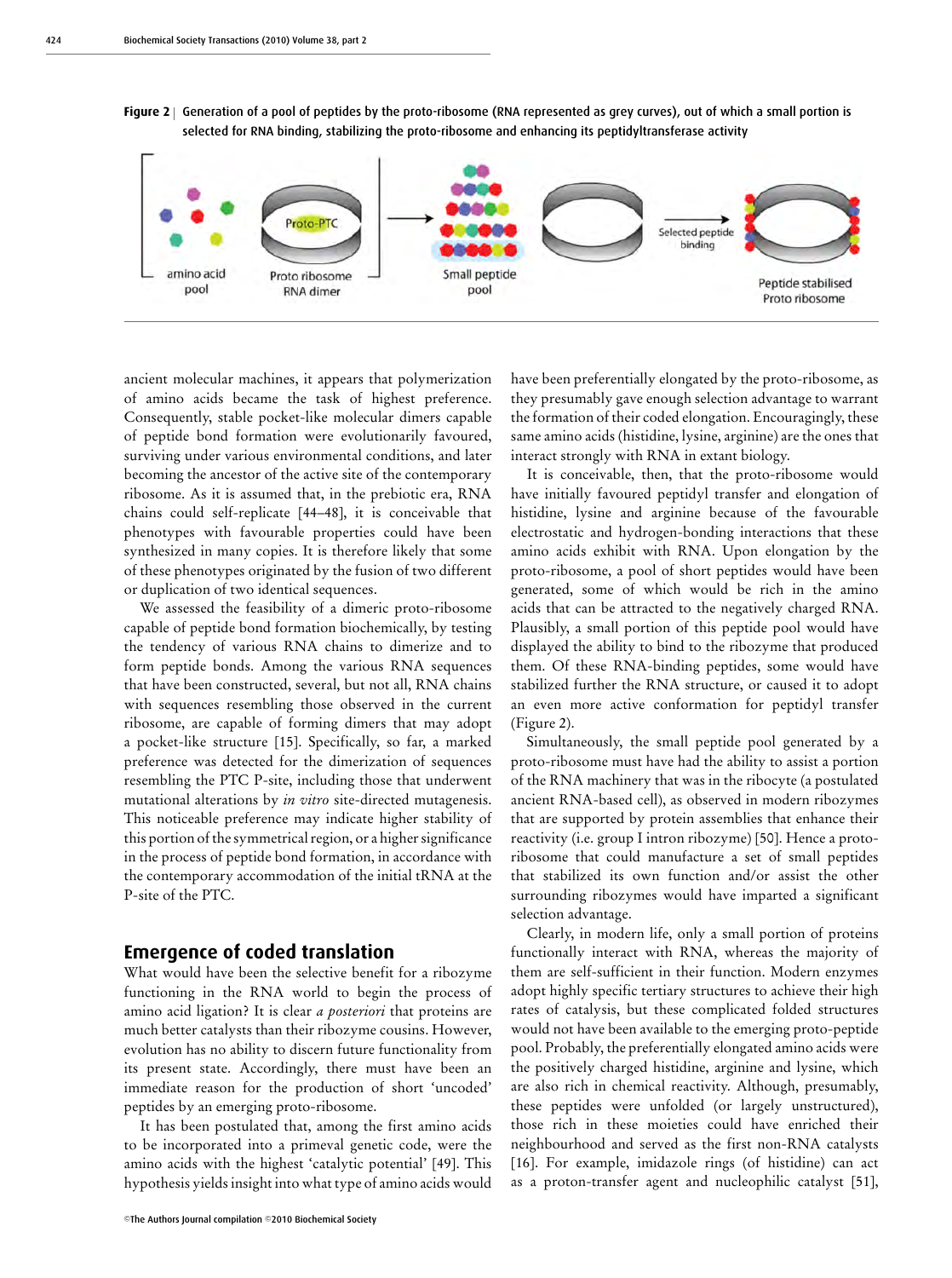**Figure 2** | Generation of a pool of peptides by the proto-ribosome (RNA represented as grey curves), out of which a small portion is selected for RNA binding, stabilizing the proto-ribosome and enhancing its peptidyltransferase activity

amino acid pool

Proto-PTC

Proto ribosome RNA dimer

Small peptide pool

Selected peptide binding

Peptide stabilised Proto ribosome

ancient molecular machines, it appears that polymerization of amino acids became the task of highest preference. Consequently, stable pocket-like molecular dimers capable of peptide bond formation were evolutionarily favoured, surviving under various environmental conditions, and later becoming the ancestor of the active site of the contemporary ribosome. As it is assumed that, in the prebiotic era, RNA chains could self-replicate [44–48], it is conceivable that phenotypes with favourable properties could have been synthesized in many copies. It is therefore likely that some of these phenotypes originated by the fusion of two different or duplication of two identical sequences.

We assessed the feasibility of a dimeric proto-ribosome capable of peptide bond formation biochemically, by testing the tendency of various RNA chains to dimerize and to form peptide bonds. Among the various RNA sequences that have been constructed, several, but not all, RNA chains with sequences resembling those observed in the current ribosome, are capable of forming dimers that may adopt a pocket-like structure [15]. Specifically, so far, a marked preference was detected for the dimerization of sequences resembling the PTC P-site, including those that underwent mutational alterations by *in vitro* site-directed mutagenesis. This noticeable preference may indicate higher stability of this portion of the symmetrical region, or a higher significance in the process of peptide bond formation, in accordance with the contemporary accommodation of the initial tRNA at the P-site of the PTC.

## Emergence of coded translation

What would have been the selective benefit for a ribozyme functioning in the RNA world to begin the process of amino acid ligation? It is clear *a posteriori* that proteins are much better catalysts than their ribozyme cousins. However, evolution has no ability to discern future functionality from its present state. Accordingly, there must have been an immediate reason for the production of short 'uncoded' peptides by an emerging proto-ribosome.

It has been postulated that, among the first amino acids to be incorporated into a primeval genetic code, were the amino acids with the highest 'catalytic potential' [49]. This hypothesis yields insight into what type of amino acids would have been preferentially elongated by the proto-ribosome, as they presumably gave enough selection advantage to warrant the formation of their coded elongation. Encouragingly, these same amino acids (histidine, lysine, arginine) are the ones that interact strongly with RNA in extant biology.

It is conceivable, then, that the proto-ribosome would have initially favoured peptidyl transfer and elongation of histidine, lysine and arginine because of the favourable electrostatic and hydrogen-bonding interactions that these amino acids exhibit with RNA. Upon elongation by the proto-ribosome, a pool of short peptides would have been generated, some of which would be rich in the amino acids that can be attracted to the negatively charged RNA. Plausibly, a small portion of this peptide pool would have displayed the ability to bind to the ribozyme that produced them. Of these RNA-binding peptides, some would have stabilized further the RNA structure, or caused it to adopt an even more active conformation for peptidyl transfer (Figure 2).

Simultaneously, the small peptide pool generated by a proto-ribosome must have had the ability to assist a portion of the RNA machinery that was in the ribocyte (a postulated ancient RNA-based cell), as observed in modern ribozymes that are supported by protein assemblies that enhance their reactivity (i.e. group I intron ribozyme) [50]. Hence a proto-ribosome that could manufacture a set of small peptides that stabilized its own function and/or assist the other surrounding ribozymes would have imparted a significant selection advantage.

Clearly, in modern life, only a small portion of proteins functionally interact with RNA, whereas the majority of them are self-sufficient in their function. Modern enzymes adopt highly specific tertiary structures to achieve their high rates of catalysis, but these complicated folded structures would not have been available to the emerging proto-peptide pool. Probably, the preferentially elongated amino acids were the positively charged histidine, arginine and lysine, which are also rich in chemical reactivity. Although, presumably, these peptides were unfolded (or largely unstructured), those rich in these moieties could have enriched their neighbourhood and served as the first non-RNA catalysts [16]. For example, imidazole rings (of histidine) can act as a proton-transfer agent and nucleophilic catalyst [51],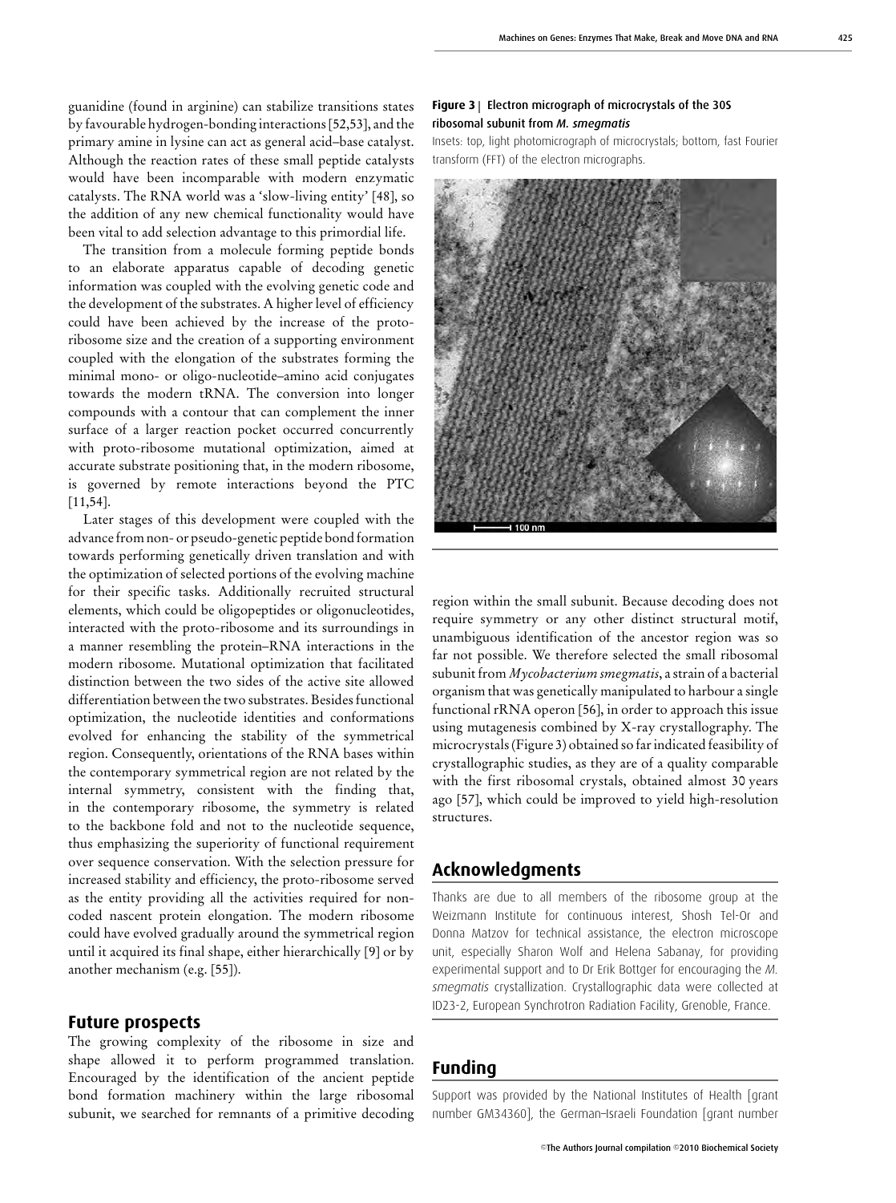guanidine (found in arginine) can stabilize transitions states by favourable hydrogen-bonding interactions [52,53], and the primary amine in lysine can act as general acid–base catalyst. Although the reaction rates of these small peptide catalysts would have been incomparable with modern enzymatic catalysts. The RNA world was a 'slow-living entity' [48], so the addition of any new chemical functionality would have been vital to add selection advantage to this primordial life.

The transition from a molecule forming peptide bonds to an elaborate apparatus capable of decoding genetic information was coupled with the evolving genetic code and the development of the substrates. A higher level of efficiency could have been achieved by the increase of the proto-ribosome size and the creation of a supporting environment coupled with the elongation of the substrates forming the minimal mono- or oligo-nucleotide–amino acid conjugates towards the modern tRNA. The conversion into longer compounds with a contour that can complement the inner surface of a larger reaction pocket occurred concurrently with proto-ribosome mutational optimization, aimed at accurate substrate positioning that, in the modern ribosome, is governed by remote interactions beyond the PTC [11,54].

Later stages of this development were coupled with the advance from non- or pseudo-genetic peptide bond formation towards performing genetically driven translation and with the optimization of selected portions of the evolving machine for their specific tasks. Additionally recruited structural elements, which could be oligopeptides or oligonucleotides, interacted with the proto-ribosome and its surroundings in a manner resembling the protein–RNA interactions in the modern ribosome. Mutational optimization that facilitated distinction between the two sides of the active site allowed differentiation between the two substrates. Besides functional optimization, the nucleotide identities and conformations evolved for enhancing the stability of the symmetrical region. Consequently, orientations of the RNA bases within the contemporary symmetrical region are not related by the internal symmetry, consistent with the finding that, in the contemporary ribosome, the symmetry is related to the backbone fold and not to the nucleotide sequence, thus emphasizing the superiority of functional requirement over sequence conservation. With the selection pressure for increased stability and efficiency, the proto-ribosome served as the entity providing all the activities required for non-coded nascent protein elongation. The modern ribosome could have evolved gradually around the symmetrical region until it acquired its final shape, either hierarchically [9] or by another mechanism (e.g. [55]).

## Future prospects

The growing complexity of the ribosome in size and shape allowed it to perform programmed translation. Encouraged by the identification of the ancient peptide bond formation machinery within the large ribosomal subunit, we searched for remnants of a primitive decoding region within the small subunit. Because decoding does not require symmetry or any other distinct structural motif, unambiguous identification of the ancestor region was so far not possible. We therefore selected the small ribosomal subunit from *Mycobacterium smegmatis*, a strain of a bacterial organism that was genetically manipulated to harbour a single functional rRNA operon [56], in order to approach this issue using mutagenesis combined by X-ray crystallography. The microcrystals (Figure 3) obtained so far indicated feasibility of crystallographic studies, as they are of a quality comparable with the first ribosomal crystals, obtained almost 30 years ago [57], which could be improved to yield high-resolution structures.

**Figure 3 | Electron micrograph of microcrystals of the 30S ribosomal subunit from *M. smegmatis***

Insets: top, light photomicrograph of microcrystals; bottom, fast Fourier transform (FFT) of the electron micrographs.

100 nm

## Acknowledgments

Thanks are due to all members of the ribosome group at the Weizmann Institute for continuous interest, Shosh Tel-Or and Donna Matzov for technical assistance, the electron microscope unit, especially Sharon Wolf and Helena Sabanay, for providing experimental support and to Dr Erik Bottger for encouraging the *M. smegmatis* crystallization. Crystallographic data were collected at ID23-2, European Synchrotron Radiation Facility, Grenoble, France.

## Funding

Support was provided by the National Institutes of Health [grant number GM34360], the German–Israeli Foundation [grant number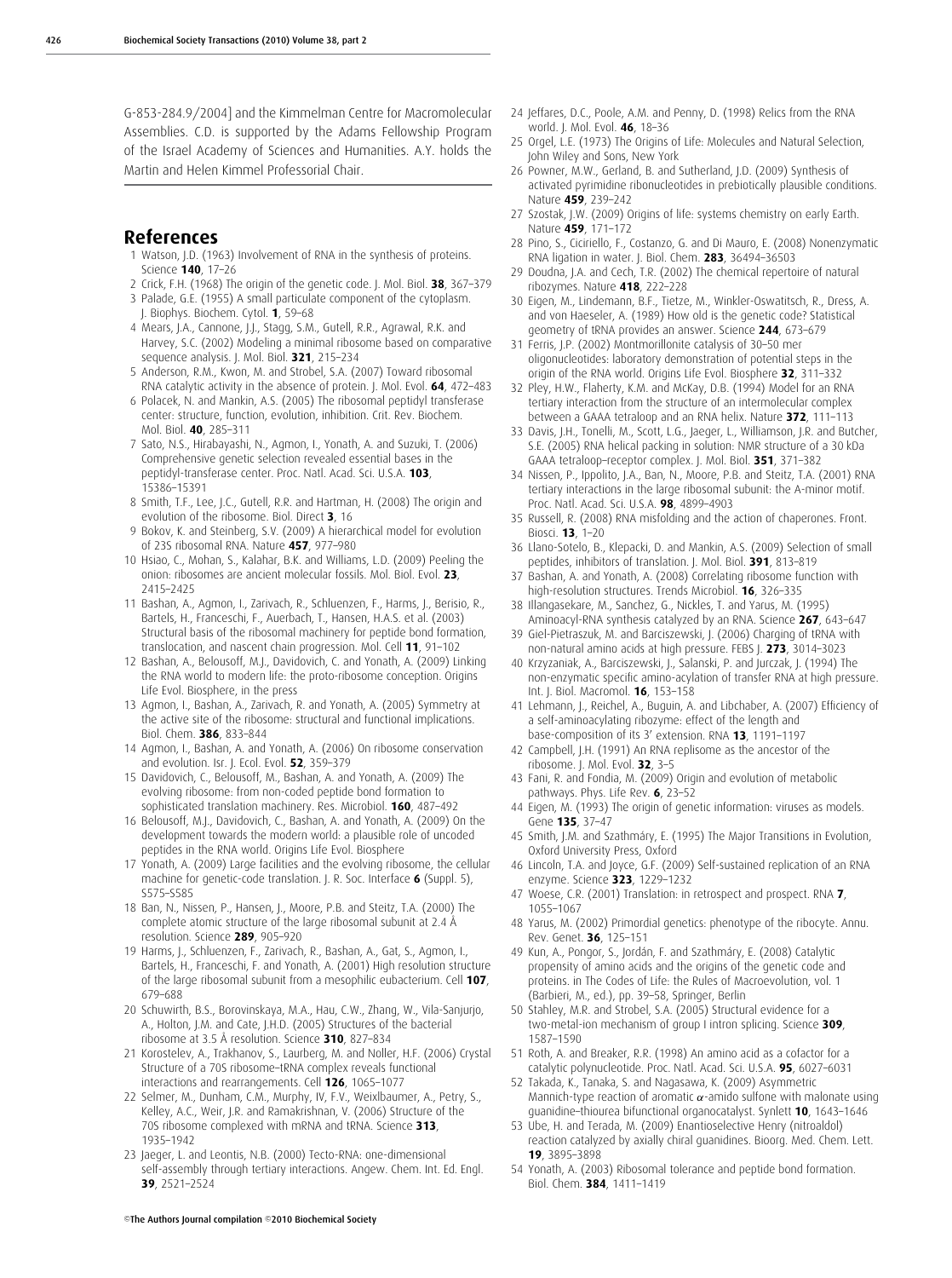G-853-284.9/2004] and the Kimmelman Centre for Macromolecular Assemblies. C.D. is supported by the Adams Fellowship Program of the Israel Academy of Sciences and Humanities. A.Y. holds the Martin and Helen Kimmel Professorial Chair.

## References

1 Watson, J.D. (1963) Involvement of RNA in the synthesis of proteins. Science **140**, 17–26

2 Crick, F.H. (1968) The origin of the genetic code. J. Mol. Biol. **38**, 367–379

3 Palade, G.E. (1955) A small particulate component of the cytoplasm. J. Biophys. Biochem. Cytol. **1**, 59–68

4 Mears, J.A., Cannone, J.J., Stagg, S.M., Gutell, R.R., Agrawal, R.K. and Harvey, S.C. (2002) Modeling a minimal ribosome based on comparative sequence analysis. J. Mol. Biol. **321**, 215–234

5 Anderson, R.M., Kwon, M. and Strobel, S.A. (2007) Toward ribosomal RNA catalytic activity in the absence of protein. J. Mol. Evol. **64**, 472–483

6 Polacek, N. and Mankin, A.S. (2005) The ribosomal peptidyl transferase center: structure, function, evolution, inhibition. Crit. Rev. Biochem. Mol. Biol. **40**, 285–311

7 Sato, N.S., Hirabayashi, N., Agmon, I., Yonath, A. and Suzuki, T. (2006) Comprehensive genetic selection revealed essential bases in the peptidyl-transferase center. Proc. Natl. Acad. Sci. U.S.A. **103**, 15386–15391

8 Smith, T.F., Lee, J.C., Gutell, R.R. and Hartman, H. (2008) The origin and evolution of the ribosome. Biol. Direct **3**, 16

9 Bokov, K. and Steinberg, S.V. (2009) A hierarchical model for evolution of 23S ribosomal RNA. Nature **457**, 977–980

10 Hsiao, C., Mohan, S., Kalahar, B.K. and Williams, L.D. (2009) Peeling the onion: ribosomes are ancient molecular fossils. Mol. Biol. Evol. **23**, 2415–2425

11 Bashan, A., Agmon, I., Zarivach, R., Schluenzen, F., Harms, J., Berisio, R., Bartels, H., Franceschi, F., Auerbach, T., Hansen, H.A.S. et al. (2003) Structural basis of the ribosomal machinery for peptide bond formation, translocation, and nascent chain progression. Mol. Cell **11**, 91–102

12 Bashan, A., Belousoff, M.J., Davidovich, C. and Yonath, A. (2009) Linking the RNA world to modern life: the proto-ribosome conception. Origins Life Evol. Biosphere, in the press

13 Agmon, I., Bashan, A., Zarivach, R. and Yonath, A. (2005) Symmetry at the active site of the ribosome: structural and functional implications. Biol. Chem. **386**, 833–844

14 Agmon, I., Bashan, A. and Yonath, A. (2006) On ribosome conservation and evolution. Isr. J. Ecol. Evol. **52**, 359–379

15 Davidovich, C., Belousoff, M., Bashan, A. and Yonath, A. (2009) The evolving ribosome: from non-coded peptide bond formation to sophisticated translation machinery. Res. Microbiol. **160**, 487–492

16 Belousoff, M.J., Davidovich, C., Bashan, A. and Yonath, A. (2009) On the development towards the modern world: a plausible role of uncoded peptides in the RNA world. Origins Life Evol. Biosphere

17 Yonath, A. (2009) Large facilities and the evolving ribosome, the cellular machine for genetic-code translation. J. R. Soc. Interface **6** (Suppl. 5), S575–S585

18 Ban, N., Nissen, P., Hansen, J., Moore, P.B. and Steitz, T.A. (2000) The complete atomic structure of the large ribosomal subunit at 2.4 Å resolution. Science **289**, 905–920

19 Harms, J., Schluenzen, F., Zarivach, R., Bashan, A., Gat, S., Agmon, I., Bartels, H., Franceschi, F. and Yonath, A. (2001) High resolution structure of the large ribosomal subunit from a mesophilic eubacterium. Cell **107**, 679–688

20 Schuwirth, B.S., Borovinskaya, M.A., Hau, C.W., Zhang, W., Vila-Sanjurjo, A., Holton, J.M. and Cate, J.H.D. (2005) Structures of the bacterial ribosome at 3.5 Å resolution. Science **310**, 827–834

21 Korostelev, A., Trakhanov, S., Laurberg, M. and Noller, H.F. (2006) Crystal Structure of a 70S ribosome–tRNA complex reveals functional interactions and rearrangements. Cell **126**, 1065–1077

22 Selmer, M., Dunham, C.M., Murphy, IV, F.V., Weixlbaumer, A., Petry, S., Kelley, A.C., Weir, J.R. and Ramakrishnan, V. (2006) Structure of the 70S ribosome complexed with mRNA and tRNA. Science **313**, 1935–1942

23 Jaeger, L. and Leontis, N.B. (2000) Tecto-RNA: one-dimensional self-assembly through tertiary interactions. Angew. Chem. Int. Ed. Engl. **39**, 2521–2524

24 Jeffares, D.C., Poole, A.M. and Penny, D. (1998) Relics from the RNA world. J. Mol. Evol. **46**, 18–36

25 Orgel, L.E. (1973) The Origins of Life: Molecules and Natural Selection, John Wiley and Sons, New York

26 Powner, M.W., Gerland, B. and Sutherland, J.D. (2009) Synthesis of activated pyrimidine ribonucleotides in prebiotically plausible conditions. Nature **459**, 239–242

27 Szostak, J.W. (2009) Origins of life: systems chemistry on early Earth. Nature **459**, 171–172

28 Pino, S., Ciciriello, F., Costanzo, G. and Di Mauro, E. (2008) Nonenzymatic RNA ligation in water. J. Biol. Chem. **283**, 36494–36503

29 Doudna, J.A. and Cech, T.R. (2002) The chemical repertoire of natural ribozymes. Nature **418**, 222–228

30 Eigen, M., Lindemann, B.F., Tietze, M., Winkler-Oswatitsch, R., Dress, A. and von Haeseler, A. (1989) How old is the genetic code? Statistical geometry of tRNA provides an answer. Science **244**, 673–679

31 Ferris, J.P. (2002) Montmorillonite catalysis of 30–50 mer oligonucleotides: laboratory demonstration of potential steps in the origin of the RNA world. Origins Life Evol. Biosphere **32**, 311–332

32 Pley, H.W., Flaherty, K.M. and McKay, D.B. (1994) Model for an RNA tertiary interaction from the structure of an intermolecular complex between a GAAA tetraloop and an RNA helix. Nature **372**, 111–113

33 Davis, J.H., Tonelli, M., Scott, L.G., Jaeger, L., Williamson, J.R. and Butcher, S.E. (2005) RNA helical packing in solution: NMR structure of a 30 kDa GAAA tetraloop–receptor complex. J. Mol. Biol. **351**, 371–382

34 Nissen, P., Ippolito, J.A., Ban, N., Moore, P.B. and Steitz, T.A. (2001) RNA tertiary interactions in the large ribosomal subunit: the A-minor motif. Proc. Natl. Acad. Sci. U.S.A. **98**, 4899–4903

35 Russell, R. (2008) RNA misfolding and the action of chaperones. Front. Biosci. **13**, 1–20

36 Llano-Sotelo, B., Klepacki, D. and Mankin, A.S. (2009) Selection of small peptides, inhibitors of translation. J. Mol. Biol. **391**, 813–819

37 Bashan, A. and Yonath, A. (2008) Correlating ribosome function with high-resolution structures. Trends Microbiol. **16**, 326–335

38 Illangasekare, M., Sanchez, G., Nickles, T. and Yarus, M. (1995) Aminoacyl-RNA synthesis catalyzed by an RNA. Science **267**, 643–647

39 Giel-Pietraszuk, M. and Barciszewski, J. (2006) Charging of tRNA with non-natural amino acids at high pressure. FEBS J. **273**, 3014–3023

40 Krzyzaniak, A., Barciszewski, J., Salanski, P. and Jurczak, J. (1994) The non-enzymatic specific amino-acylation of transfer RNA at high pressure. Int. J. Biol. Macromol. **16**, 153–158

41 Lehmann, J., Reichel, A., Buguin, A. and Libchaber, A. (2007) Efficiency of a self-aminoacylating ribozyme: effect of the length and base-composition of its 3′ extension. RNA **13**, 1191–1197

42 Campbell, J.H. (1991) An RNA replisome as the ancestor of the ribosome. J. Mol. Evol. **32**, 3–5

43 Fani, R. and Fondia, M. (2009) Origin and evolution of metabolic pathways. Phys. Life Rev. **6**, 23–52

44 Eigen, M. (1993) The origin of genetic information: viruses as models. Gene **135**, 37–47

45 Smith, J.M. and Szathmáry, E. (1995) The Major Transitions in Evolution, Oxford University Press, Oxford

46 Lincoln, T.A. and Joyce, G.F. (2009) Self-sustained replication of an RNA enzyme. Science **323**, 1229–1232

47 Woese, C.R. (2001) Translation: in retrospect and prospect. RNA **7**, 1055–1067

48 Yarus, M. (2002) Primordial genetics: phenotype of the ribocyte. Annu. Rev. Genet. **36**, 125–151

49 Kun, A., Pongor, S., Jordán, F. and Szathmáry, E. (2008) Catalytic propensity of amino acids and the origins of the genetic code and proteins. In The Codes of Life: the Rules of Macroevolution, vol. 1 (Barbieri, M., ed.), pp. 39–58, Springer, Berlin

50 Stahley, M.R. and Strobel, S.A. (2005) Structural evidence for a two-metal-ion mechanism of group I intron splicing. Science **309**, 1587–1590

51 Roth, A. and Breaker, R.R. (1998) An amino acid as a cofactor for a catalytic polynucleotide. Proc. Natl. Acad. Sci. U.S.A. **95**, 6027–6031

52 Takada, K., Tanaka, S. and Nagasawa, K. (2009) Asymmetric Mannich-type reaction of aromatic $\alpha$-amido sulfone with malonate using guanidine–thiourea bifunctional organocatalyst. Synlett **10**, 1643–1646

53 Ube, H. and Terada, M. (2009) Enantioselective Henry (nitroaldol) reaction catalyzed by axially chiral guanidines. Bioorg. Med. Chem. Lett. **19**, 3895–3898

54 Yonath, A. (2003) Ribosomal tolerance and peptide bond formation. Biol. Chem. **384**, 1411–1419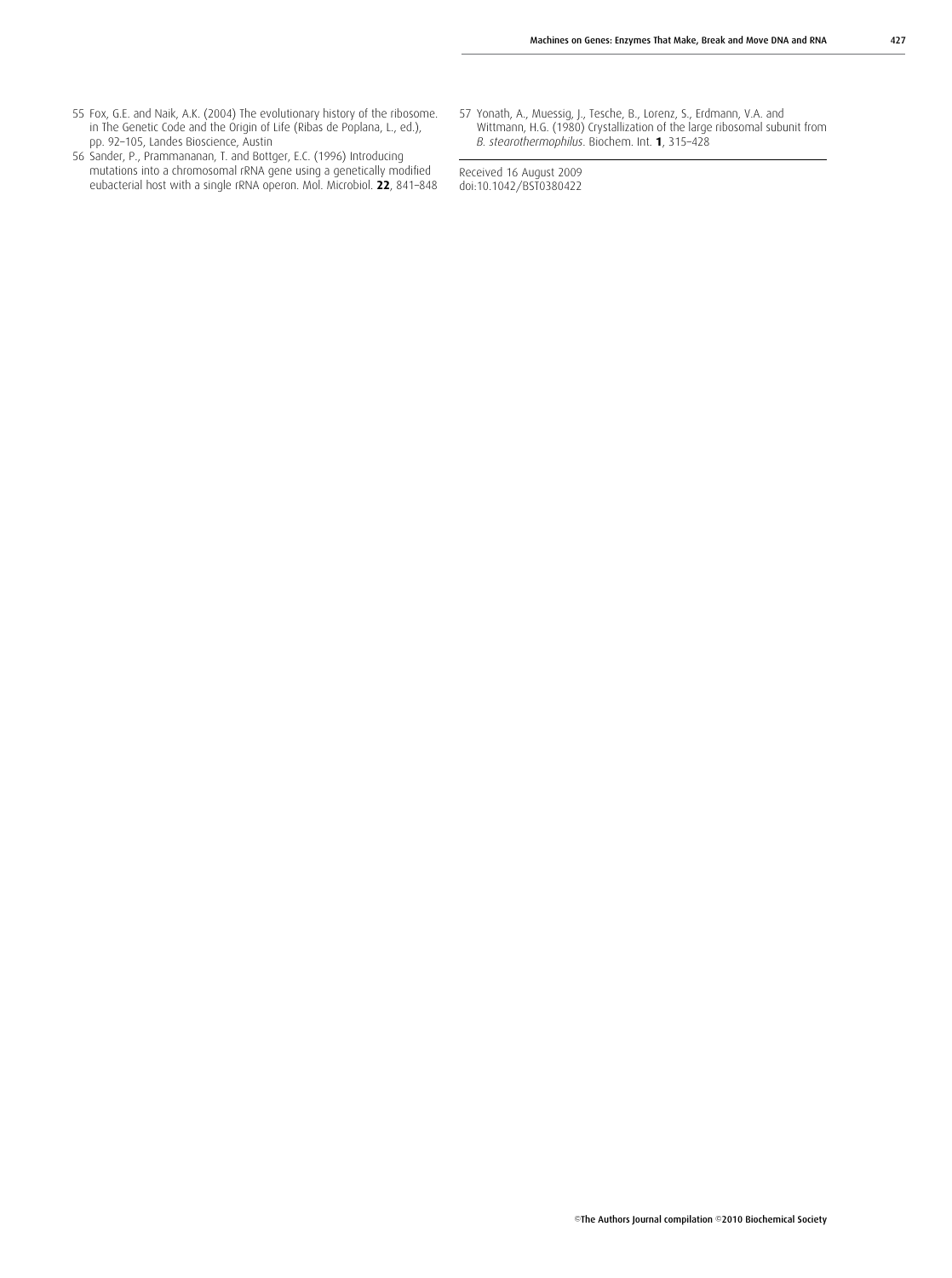55 Fox, G.E. and Naik, A.K. (2004) The evolutionary history of the ribosome. in The Genetic Code and the Origin of Life (Ribas de Poplana, L., ed.), pp. 92–105, Landes Bioscience, Austin

56 Sander, P., Prammananan, T. and Bottger, E.C. (1996) Introducing mutations into a chromosomal rRNA gene using a genetically modified eubacterial host with a single rRNA operon. Mol. Microbiol. **22**, 841–848

57 Yonath, A., Muessig, J., Tesche, B., Lorenz, S., Erdmann, V.A. and Wittmann, H.G. (1980) Crystallization of the large ribosomal subunit from *B. stearothermophilus*. Biochem. Int. **1**, 315–428

Received 16 August 2009
doi:10.1042/BST0380422